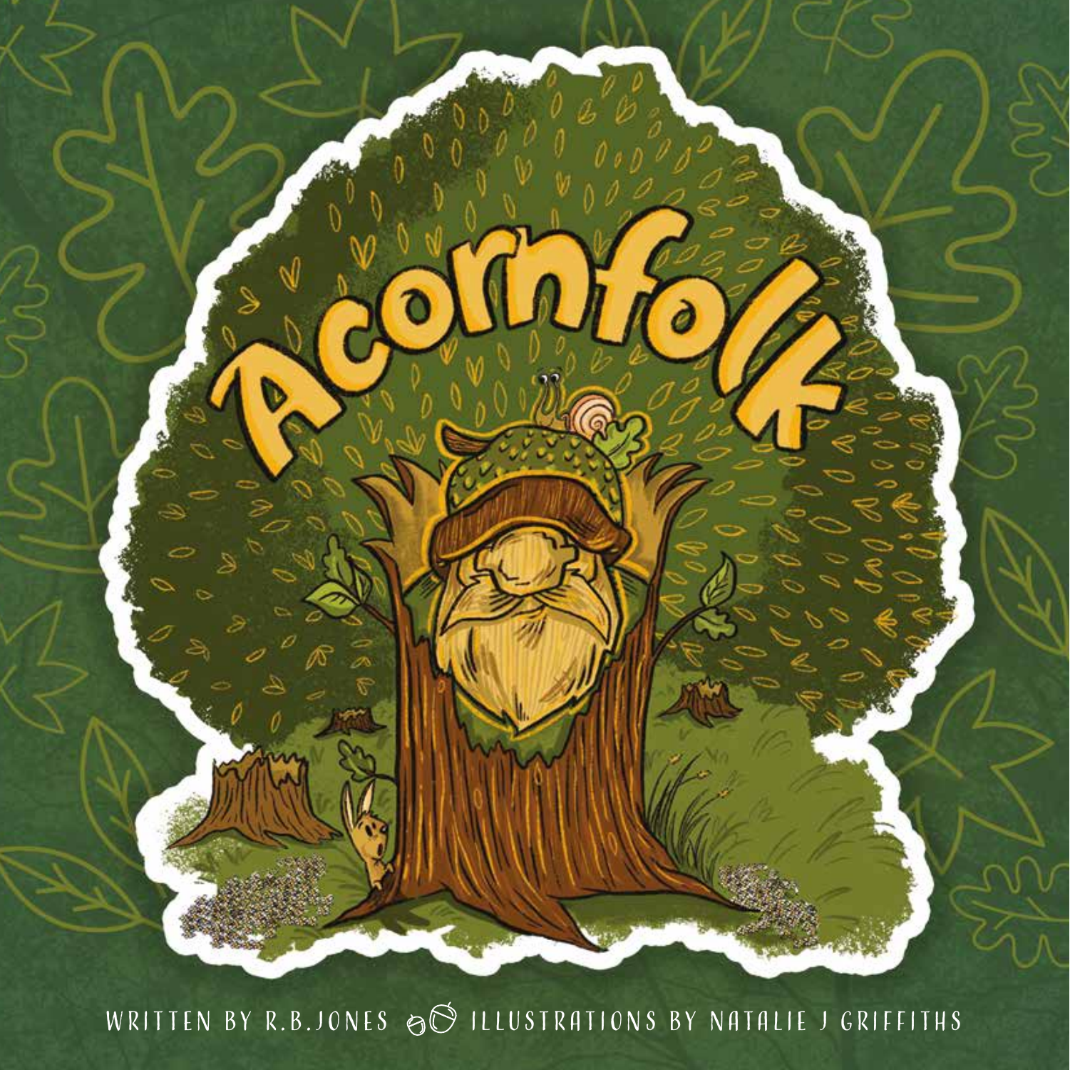# Acornfolk

WRITTEN BY R.B.JONES ILLUSTRATIONS BY NATALIE J GRIFFITHS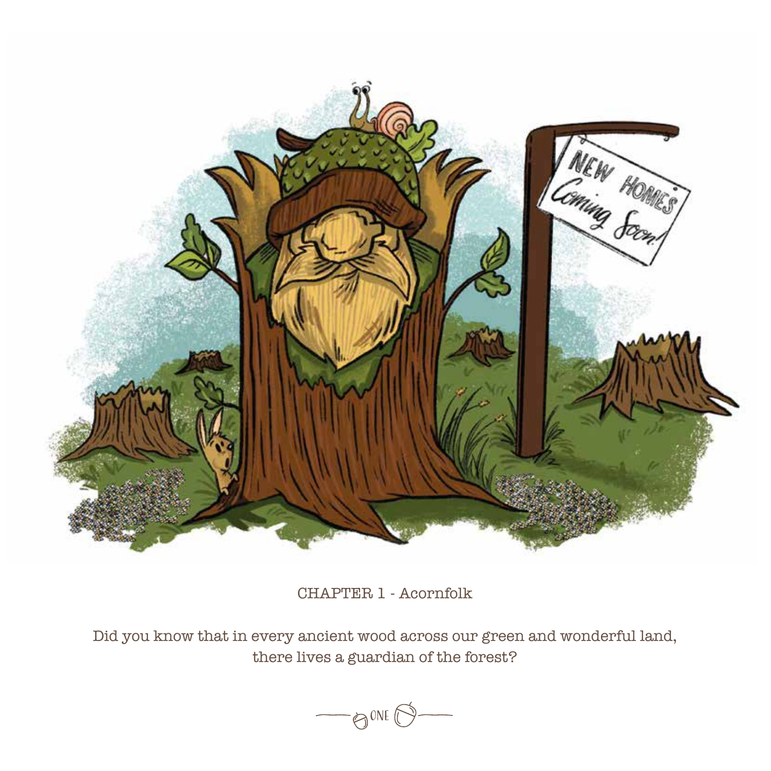## CHAPTER 1 - Acornfolk

Did you know that in every ancient wood across our green and wonderful land, there lives a guardian of the forest?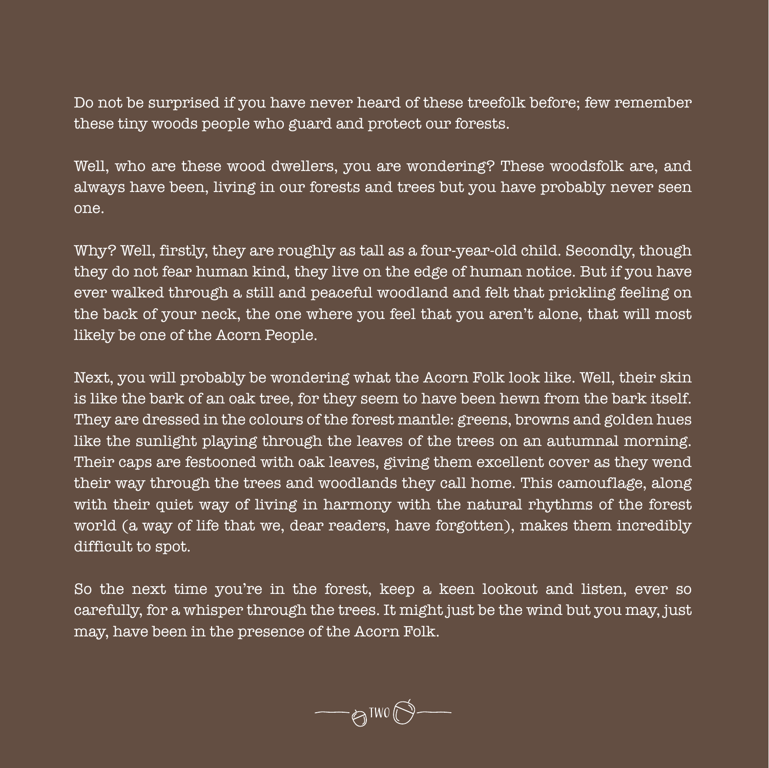Do not be surprised if you have never heard of these treefolk before; few remember these tiny woods people who guard and protect our forests.

Well, who are these wood dwellers, you are wondering? These woodsfolk are, and always have been, living in our forests and trees but you have probably never seen one.

Why? Well, firstly, they are roughly as tall as a four-year-old child. Secondly, though they do not fear human kind, they live on the edge of human notice. But if you have ever walked through a still and peaceful woodland and felt that prickling feeling on the back of your neck, the one where you feel that you aren't alone, that will most likely be one of the Acorn People.

Next, you will probably be wondering what the Acorn Folk look like. Well, their skin is like the bark of an oak tree, for they seem to have been hewn from the bark itself. They are dressed in the colours of the forest mantle: greens, browns and golden hues like the sunlight playing through the leaves of the trees on an autumnal morning. Their caps are festooned with oak leaves, giving them excellent cover as they wend their way through the trees and woodlands they call home. This camouflage, along with their quiet way of living in harmony with the natural rhythms of the forest world (a way of life that we, dear readers, have forgotten), makes them incredibly difficult to spot.

So the next time you're in the forest, keep a keen lookout and listen, ever so carefully, for a whisper through the trees. It might just be the wind but you may, just may, have been in the presence of the Acorn Folk.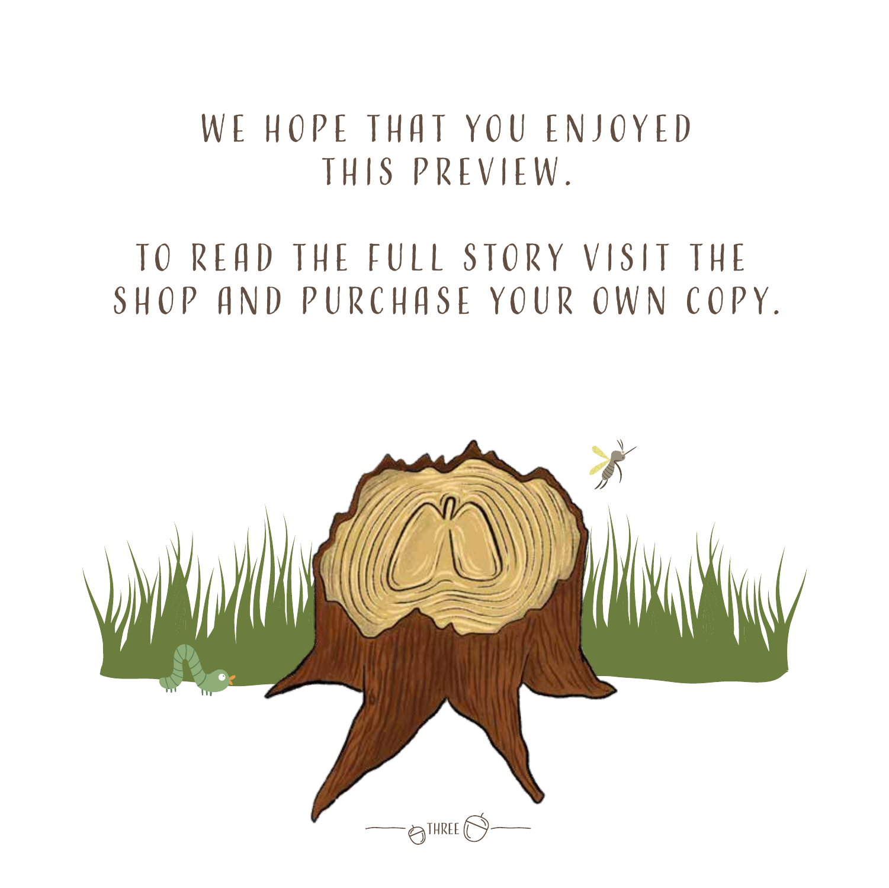WE HOPE THAT YOU ENJOYED THIS PREVIEW.

TO READ THE FULL STORY VISIT THE SHOP AND PURCHASE YOUR OWN COPY.